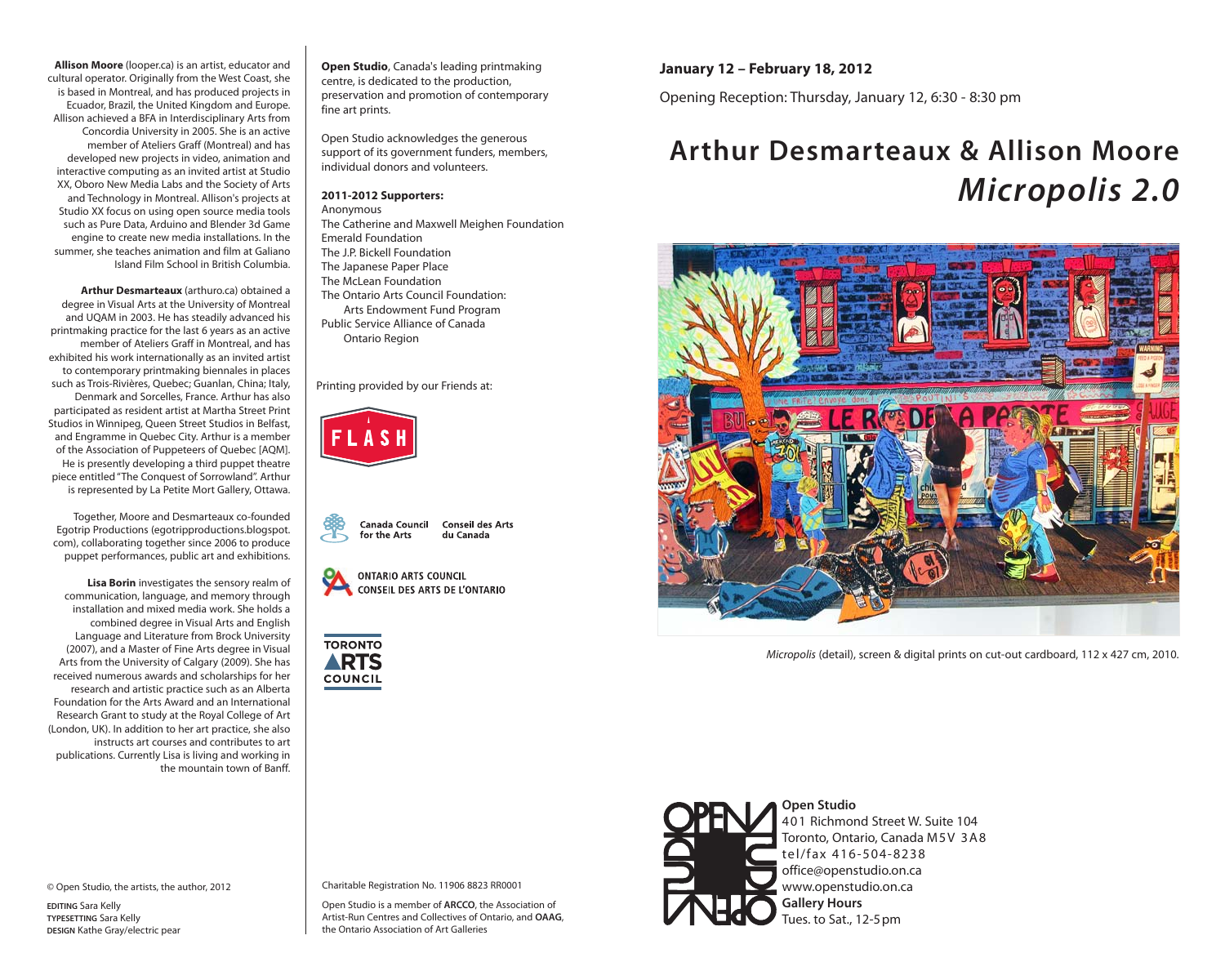**Allison Moore** (looper.ca) is an artist, educator and cultural operator. Originally from the West Coast, she is based in Montreal, and has produced projects in Ecuador, Brazil, the United Kingdom and Europe. Allison achieved a BFA in Interdisciplinary Arts from Concordia University in 2005. She is an active member of Ateliers Graff (Montreal) and has developed new projects in video, animation and interactive computing as an invited artist at Studio XX, Oboro New Media Labs and the Society of Arts and Technology in Montreal. Allison's projects at Studio XX focus on using open source media tools such as Pure Data, Arduino and Blender 3d Game engine to create new media installations. In the summer, she teaches animation and film at Galiano Island Film School in British Columbia.

**Arthur Desmarteaux** (arthuro.ca) obtained a degree in Visual Arts at the University of Montreal and UQAM in 2003. He has steadily advanced his printmaking practice for the last 6 years as an active member of Ateliers Graff in Montreal, and has exhibited his work internationally as an invited artist to contemporary printmaking biennales in places such as Trois-Rivières, Quebec; Guanlan, China; Italy, Denmark and Sorcelles, France. Arthur has also participated as resident artist at Martha Street Print Studios in Winnipeg, Queen Street Studios in Belfast, and Engramme in Quebec City. Arthur is a member of the Association of Puppeteers of Quebec [AQM]. He is presently developing a third puppet theatre piece entitled "The Conquest of Sorrowland". Arthur is represented by La Petite Mort Gallery, Ottawa.

Together, Moore and Desmarteaux co-founded Egotrip Productions (egotripproductions.blogspot.com), collaborating together since 2006 to produce puppet performances, public art and exhibitions.

**Lisa Borin** investigates the sensory realm of communication, language, and memory through installation and mixed media work. She holds a combined degree in Visual Arts and English Language and Literature from Brock University (2007), and a Master of Fine Arts degree in Visual Arts from the University of Calgary (2009). She has received numerous awards and scholarships for her research and artistic practice such as an Alberta Foundation for the Arts Award and an International Research Grant to study at the Royal College of Art (London, UK). In addition to her art practice, she also instructs art courses and contributes to art publications. Currently Lisa is living and working in the mountain town of Banff.

© Open Studio, the artists, the author, 2012

EDITING Sara Kelly
TYPESETTING Sara Kelly
DESIGN Kathe Gray/electric pear

**Open Studio**, Canada's leading printmaking centre, is dedicated to the production, preservation and promotion of contemporary fine art prints.

Open Studio acknowledges the generous support of its government funders, members, individual donors and volunteers.

**2011-2012 Supporters:**

Anonymous
The Catherine and Maxwell Meighen Foundation
Emerald Foundation
The J.P. Bickell Foundation
The Japanese Paper Place
The McLean Foundation
The Ontario Arts Council Foundation: Arts Endowment Fund Program
Public Service Alliance of Canada Ontario Region

Printing provided by our Friends at:

FLASH

Canada Council for the Arts / Conseil des Arts du Canada

ONTARIO ARTS COUNCIL / CONSEIL DES ARTS DE L'ONTARIO

TORONTO ARTS COUNCIL

Charitable Registration No. 11906 8823 RR0001

Open Studio is a member of **ARCCO**, the Association of Artist-Run Centres and Collectives of Ontario, and **OAAG**, the Ontario Association of Art Galleries

**January 12 – February 18, 2012**

Opening Reception: Thursday, January 12, 6:30 - 8:30 pm

# Arthur Desmarteaux & Allison Moore
# *Micropolis 2.0*

*Micropolis* (detail), screen & digital prints on cut-out cardboard, 112 x 427 cm, 2010.

**Open Studio**
401 Richmond Street W. Suite 104
Toronto, Ontario, Canada M5V 3A8
tel/fax 416-504-8238
office@openstudio.on.ca
www.openstudio.on.ca
**Gallery Hours**
Tues. to Sat., 12-5 pm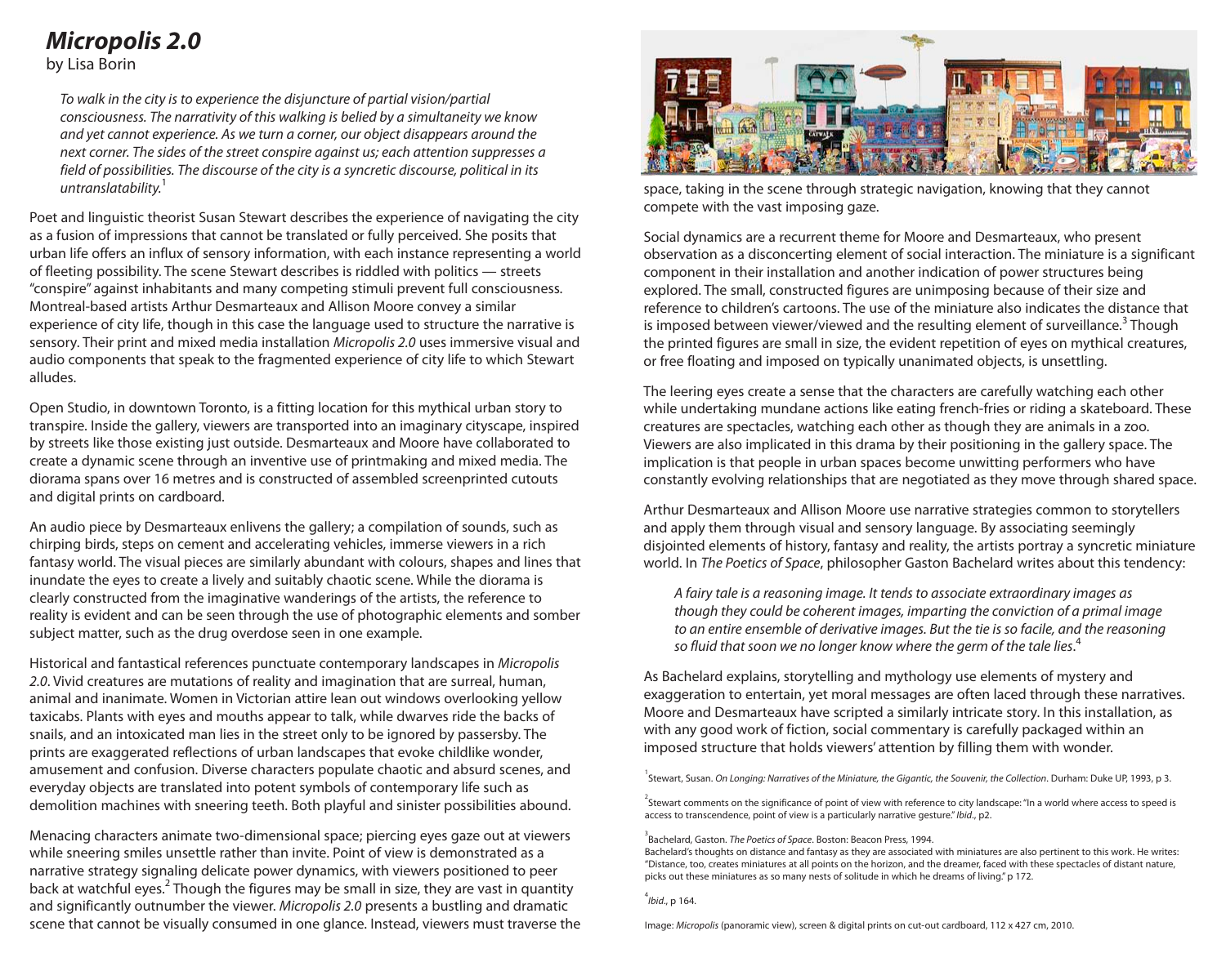# *Micropolis 2.0*

by Lisa Borin

> *To walk in the city is to experience the disjuncture of partial vision/partial consciousness. The narrativity of this walking is belied by a simultaneity we know and yet cannot experience. As we turn a corner, our object disappears around the next corner. The sides of the street conspire against us; each attention suppresses a field of possibilities. The discourse of the city is a syncretic discourse, political in its untranslatability.*[1]

Poet and linguistic theorist Susan Stewart describes the experience of navigating the city as a fusion of impressions that cannot be translated or fully perceived. She posits that urban life offers an influx of sensory information, with each instance representing a world of fleeting possibility. The scene Stewart describes is riddled with politics — streets "conspire" against inhabitants and many competing stimuli prevent full consciousness. Montreal-based artists Arthur Desmarteaux and Allison Moore convey a similar experience of city life, though in this case the language used to structure the narrative is sensory. Their print and mixed media installation *Micropolis 2.0* uses immersive visual and audio components that speak to the fragmented experience of city life to which Stewart alludes.

Open Studio, in downtown Toronto, is a fitting location for this mythical urban story to transpire. Inside the gallery, viewers are transported into an imaginary cityscape, inspired by streets like those existing just outside. Desmarteaux and Moore have collaborated to create a dynamic scene through an inventive use of printmaking and mixed media. The diorama spans over 16 metres and is constructed of assembled screenprinted cutouts and digital prints on cardboard.

An audio piece by Desmarteaux enlivens the gallery; a compilation of sounds, such as chirping birds, steps on cement and accelerating vehicles, immerse viewers in a rich fantasy world. The visual pieces are similarly abundant with colours, shapes and lines that inundate the eyes to create a lively and suitably chaotic scene. While the diorama is clearly constructed from the imaginative wanderings of the artists, the reference to reality is evident and can be seen through the use of photographic elements and somber subject matter, such as the drug overdose seen in one example.

Historical and fantastical references punctuate contemporary landscapes in *Micropolis 2.0*. Vivid creatures are mutations of reality and imagination that are surreal, human, animal and inanimate. Women in Victorian attire lean out windows overlooking yellow taxicabs. Plants with eyes and mouths appear to talk, while dwarves ride the backs of snails, and an intoxicated man lies in the street only to be ignored by passersby. The prints are exaggerated reflections of urban landscapes that evoke childlike wonder, amusement and confusion. Diverse characters populate chaotic and absurd scenes, and everyday objects are translated into potent symbols of contemporary life such as demolition machines with sneering teeth. Both playful and sinister possibilities abound.

Menacing characters animate two-dimensional space; piercing eyes gaze out at viewers while sneering smiles unsettle rather than invite. Point of view is demonstrated as a narrative strategy signaling delicate power dynamics, with viewers positioned to peer back at watchful eyes.[2] Though the figures may be small in size, they are vast in quantity and significantly outnumber the viewer. *Micropolis 2.0* presents a bustling and dramatic scene that cannot be visually consumed in one glance. Instead, viewers must traverse the space, taking in the scene through strategic navigation, knowing that they cannot compete with the vast imposing gaze.

Social dynamics are a recurrent theme for Moore and Desmarteaux, who present observation as a disconcerting element of social interaction. The miniature is a significant component in their installation and another indication of power structures being explored. The small, constructed figures are unimposing because of their size and reference to children's cartoons. The use of the miniature also indicates the distance that is imposed between viewer/viewed and the resulting element of surveillance.[3] Though the printed figures are small in size, the evident repetition of eyes on mythical creatures, or free floating and imposed on typically unanimated objects, is unsettling.

The leering eyes create a sense that the characters are carefully watching each other while undertaking mundane actions like eating french-fries or riding a skateboard. These creatures are spectacles, watching each other as though they are animals in a zoo. Viewers are also implicated in this drama by their positioning in the gallery space. The implication is that people in urban spaces become unwitting performers who have constantly evolving relationships that are negotiated as they move through shared space.

Arthur Desmarteaux and Allison Moore use narrative strategies common to storytellers and apply them through visual and sensory language. By associating seemingly disjointed elements of history, fantasy and reality, the artists portray a syncretic miniature world. In *The Poetics of Space*, philosopher Gaston Bachelard writes about this tendency:

> *A fairy tale is a reasoning image. It tends to associate extraordinary images as though they could be coherent images, imparting the conviction of a primal image to an entire ensemble of derivative images. But the tie is so facile, and the reasoning so fluid that soon we no longer know where the germ of the tale lies*.[4]

As Bachelard explains, storytelling and mythology use elements of mystery and exaggeration to entertain, yet moral messages are often laced through these narratives. Moore and Desmarteaux have scripted a similarly intricate story. In this installation, as with any good work of fiction, social commentary is carefully packaged within an imposed structure that holds viewers' attention by filling them with wonder.

[1] Stewart, Susan. *On Longing: Narratives of the Miniature, the Gigantic, the Souvenir, the Collection*. Durham: Duke UP, 1993, p 3.

[2] Stewart comments on the significance of point of view with reference to city landscape: "In a world where access to speed is access to transcendence, point of view is a particularly narrative gesture." *Ibid*., p2.

[3] Bachelard, Gaston. *The Poetics of Space*. Boston: Beacon Press, 1994.
Bachelard's thoughts on distance and fantasy as they are associated with miniatures are also pertinent to this work. He writes: "Distance, too, creates miniatures at all points on the horizon, and the dreamer, faced with these spectacles of distant nature, picks out these miniatures as so many nests of solitude in which he dreams of living." p 172.

[4] *Ibid*., p 164.

Image: *Micropolis* (panoramic view), screen & digital prints on cut-out cardboard, 112 x 427 cm, 2010.